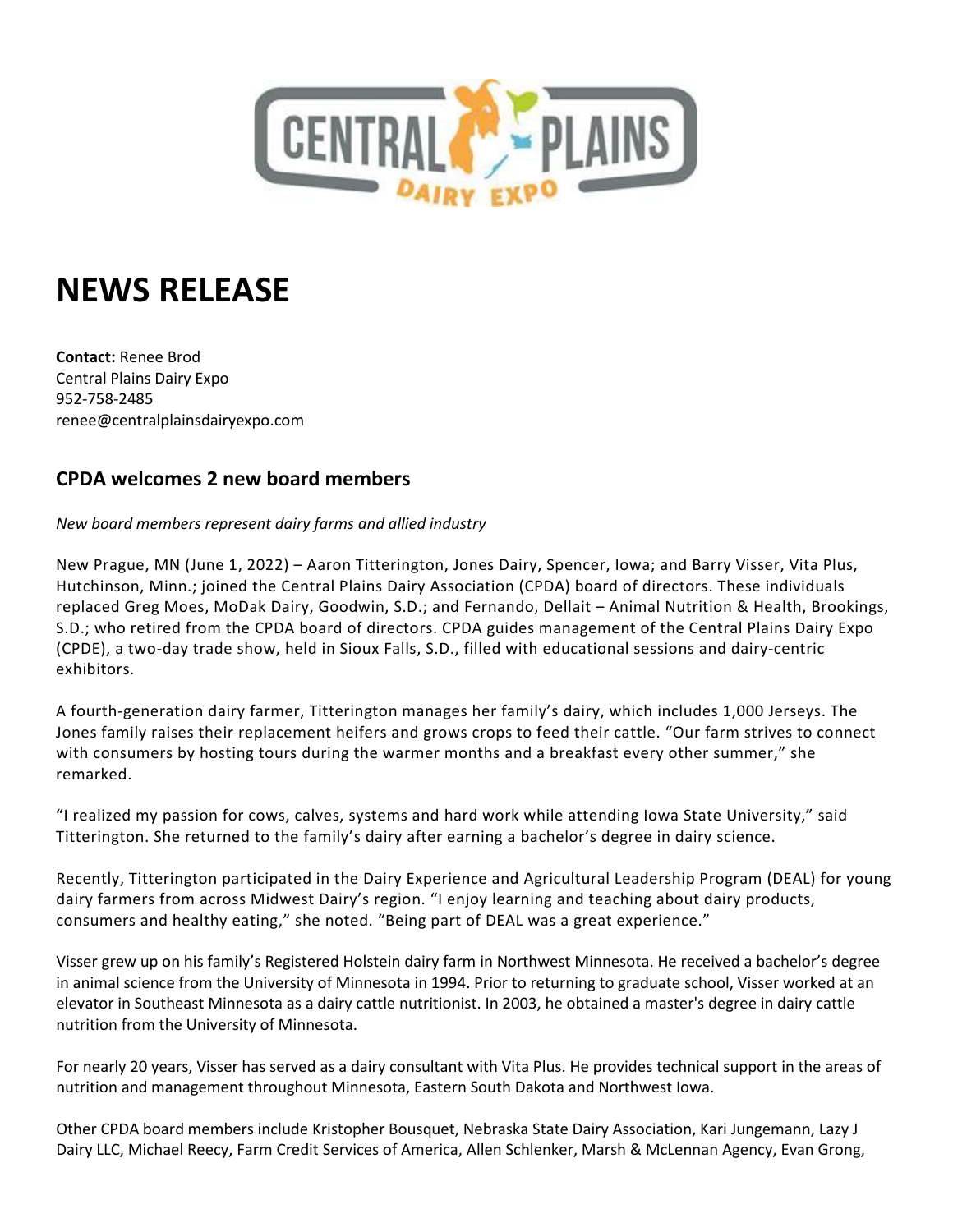# NEWS RELEASE

**Contact:** Renee Brod
Central Plains Dairy Expo
952-758-2485
renee@centralplainsdairyexpo.com

## CPDA welcomes 2 new board members

*New board members represent dairy farms and allied industry*

New Prague, MN (June 1, 2022) – Aaron Titterington, Jones Dairy, Spencer, Iowa; and Barry Visser, Vita Plus, Hutchinson, Minn.; joined the Central Plains Dairy Association (CPDA) board of directors. These individuals replaced Greg Moes, MoDak Dairy, Goodwin, S.D.; and Fernando, Dellait – Animal Nutrition & Health, Brookings, S.D.; who retired from the CPDA board of directors. CPDA guides management of the Central Plains Dairy Expo (CPDE), a two-day trade show, held in Sioux Falls, S.D., filled with educational sessions and dairy-centric exhibitors.

A fourth-generation dairy farmer, Titterington manages her family's dairy, which includes 1,000 Jerseys. The Jones family raises their replacement heifers and grows crops to feed their cattle. "Our farm strives to connect with consumers by hosting tours during the warmer months and a breakfast every other summer," she remarked.

"I realized my passion for cows, calves, systems and hard work while attending Iowa State University," said Titterington. She returned to the family's dairy after earning a bachelor's degree in dairy science.

Recently, Titterington participated in the Dairy Experience and Agricultural Leadership Program (DEAL) for young dairy farmers from across Midwest Dairy's region. "I enjoy learning and teaching about dairy products, consumers and healthy eating," she noted. "Being part of DEAL was a great experience."

Visser grew up on his family's Registered Holstein dairy farm in Northwest Minnesota. He received a bachelor's degree in animal science from the University of Minnesota in 1994. Prior to returning to graduate school, Visser worked at an elevator in Southeast Minnesota as a dairy cattle nutritionist. In 2003, he obtained a master's degree in dairy cattle nutrition from the University of Minnesota.

For nearly 20 years, Visser has served as a dairy consultant with Vita Plus. He provides technical support in the areas of nutrition and management throughout Minnesota, Eastern South Dakota and Northwest Iowa.

Other CPDA board members include Kristopher Bousquet, Nebraska State Dairy Association, Kari Jungemann, Lazy J Dairy LLC, Michael Reecy, Farm Credit Services of America, Allen Schlenker, Marsh & McLennan Agency, Evan Grong,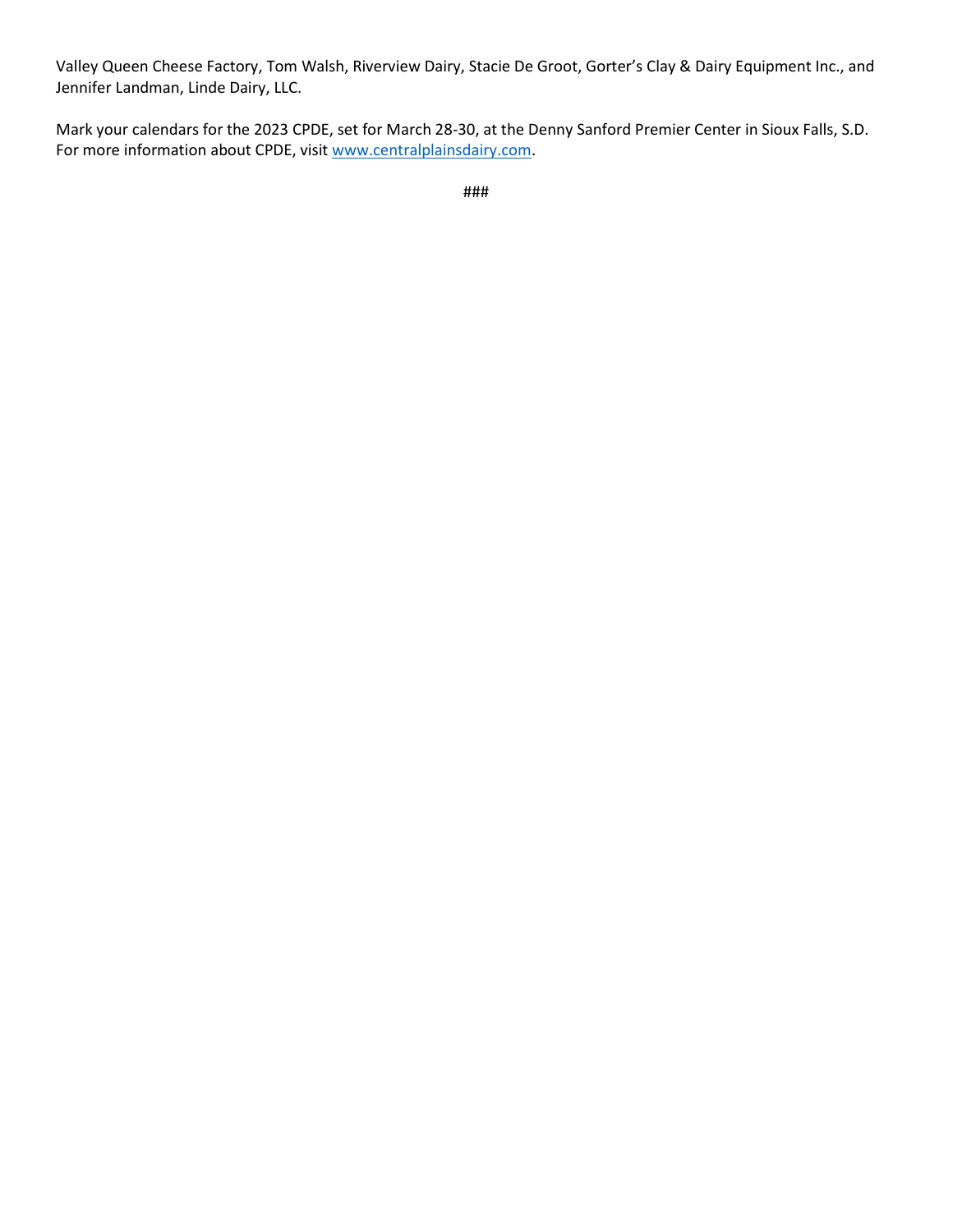Valley Queen Cheese Factory, Tom Walsh, Riverview Dairy, Stacie De Groot, Gorter's Clay & Dairy Equipment Inc., and Jennifer Landman, Linde Dairy, LLC.

Mark your calendars for the 2023 CPDE, set for March 28-30, at the Denny Sanford Premier Center in Sioux Falls, S.D. For more information about CPDE, visit [www.centralplainsdairy.com](http://www.centralplainsdairy.com).

###